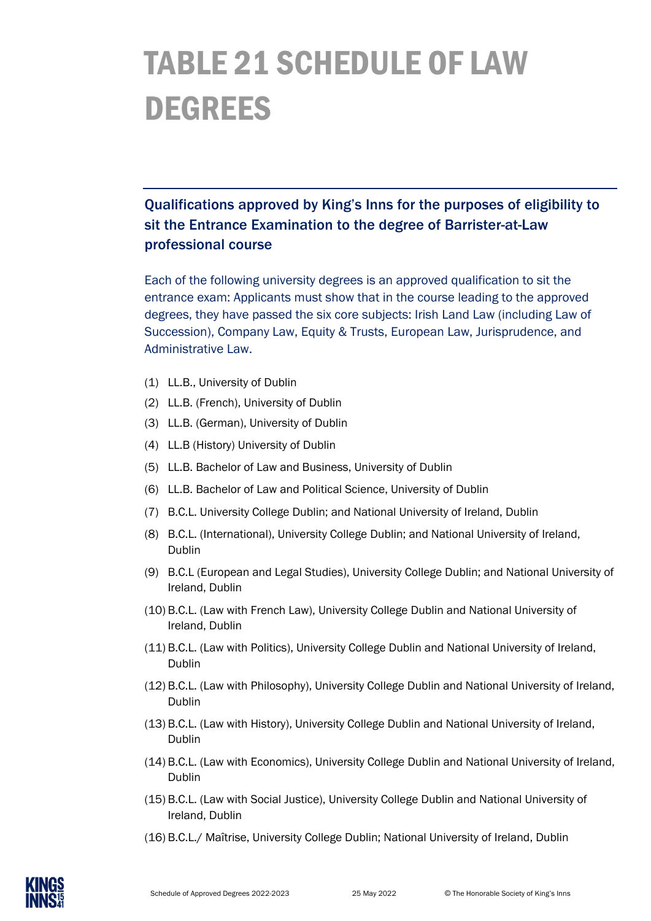# TABLE 21 SCHEDULE OF LAW DEGREES

## Qualifications approved by King's Inns for the purposes of eligibility to sit the Entrance Examination to the degree of Barrister-at-Law professional course

Each of the following university degrees is an approved qualification to sit the entrance exam: Applicants must show that in the course leading to the approved degrees, they have passed the six core subjects: Irish Land Law (including Law of Succession), Company Law, Equity & Trusts, European Law, Jurisprudence, and Administrative Law.

(1) LL.B., University of Dublin

(2) LL.B. (French), University of Dublin

(3) LL.B. (German), University of Dublin

(4) LL.B (History) University of Dublin

(5) LL.B. Bachelor of Law and Business, University of Dublin

(6) LL.B. Bachelor of Law and Political Science, University of Dublin

(7) B.C.L. University College Dublin; and National University of Ireland, Dublin

(8) B.C.L. (International), University College Dublin; and National University of Ireland, Dublin

(9) B.C.L (European and Legal Studies), University College Dublin; and National University of Ireland, Dublin

(10) B.C.L. (Law with French Law), University College Dublin and National University of Ireland, Dublin

(11) B.C.L. (Law with Politics), University College Dublin and National University of Ireland, Dublin

(12) B.C.L. (Law with Philosophy), University College Dublin and National University of Ireland, Dublin

(13) B.C.L. (Law with History), University College Dublin and National University of Ireland, Dublin

(14) B.C.L. (Law with Economics), University College Dublin and National University of Ireland, Dublin

(15) B.C.L. (Law with Social Justice), University College Dublin and National University of Ireland, Dublin

(16) B.C.L./ Maîtrise, University College Dublin; National University of Ireland, Dublin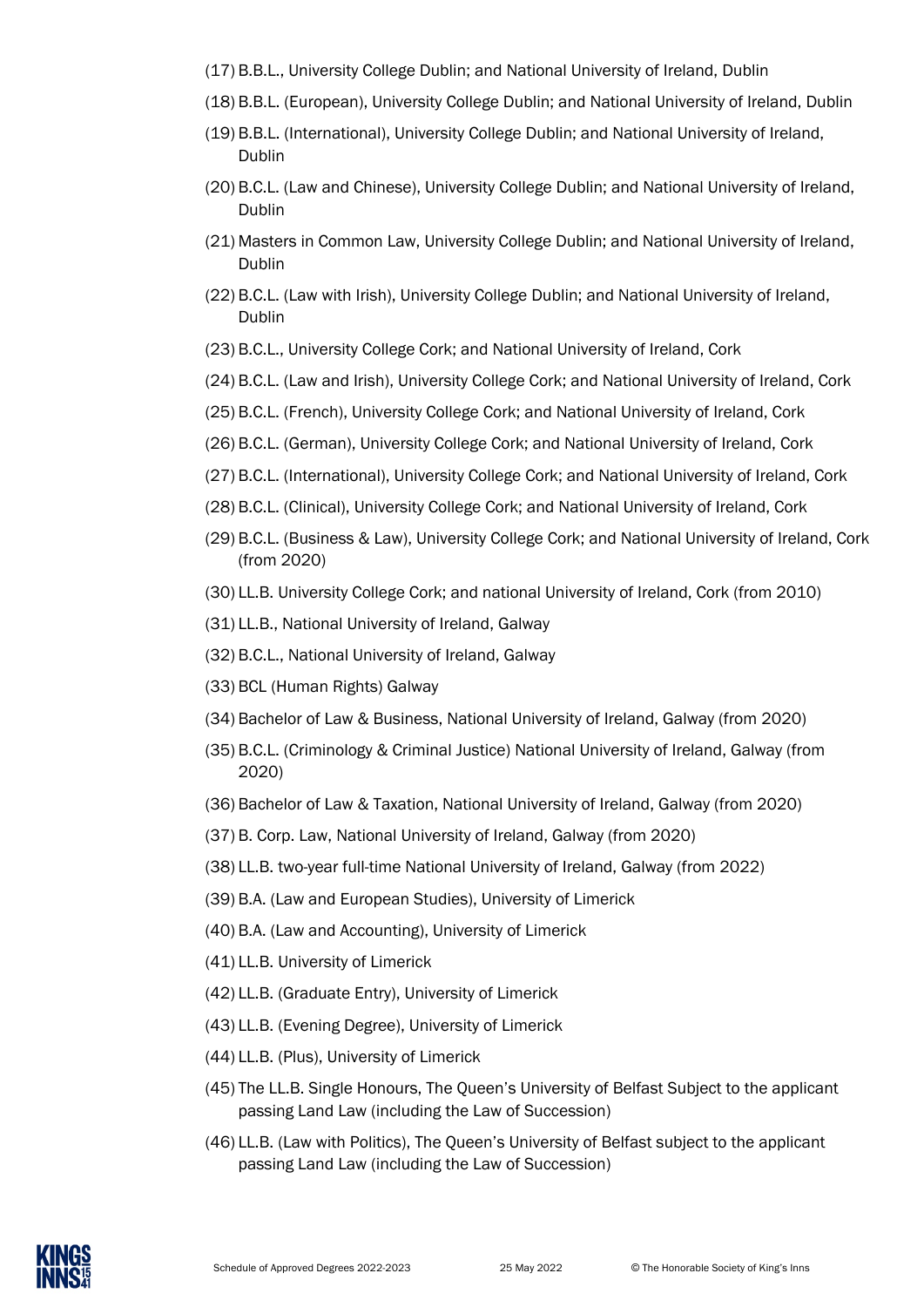(17) B.B.L., University College Dublin; and National University of Ireland, Dublin

(18) B.B.L. (European), University College Dublin; and National University of Ireland, Dublin

(19) B.B.L. (International), University College Dublin; and National University of Ireland, Dublin

(20) B.C.L. (Law and Chinese), University College Dublin; and National University of Ireland, Dublin

(21) Masters in Common Law, University College Dublin; and National University of Ireland, Dublin

(22) B.C.L. (Law with Irish), University College Dublin; and National University of Ireland, Dublin

(23) B.C.L., University College Cork; and National University of Ireland, Cork

(24) B.C.L. (Law and Irish), University College Cork; and National University of Ireland, Cork

(25) B.C.L. (French), University College Cork; and National University of Ireland, Cork

(26) B.C.L. (German), University College Cork; and National University of Ireland, Cork

(27) B.C.L. (International), University College Cork; and National University of Ireland, Cork

(28) B.C.L. (Clinical), University College Cork; and National University of Ireland, Cork

(29) B.C.L. (Business & Law), University College Cork; and National University of Ireland, Cork (from 2020)

(30) LL.B. University College Cork; and national University of Ireland, Cork (from 2010)

(31) LL.B., National University of Ireland, Galway

(32) B.C.L., National University of Ireland, Galway

(33) BCL (Human Rights) Galway

(34) Bachelor of Law & Business, National University of Ireland, Galway (from 2020)

(35) B.C.L. (Criminology & Criminal Justice) National University of Ireland, Galway (from 2020)

(36) Bachelor of Law & Taxation, National University of Ireland, Galway (from 2020)

(37) B. Corp. Law, National University of Ireland, Galway (from 2020)

(38) LL.B. two-year full-time National University of Ireland, Galway (from 2022)

(39) B.A. (Law and European Studies), University of Limerick

(40) B.A. (Law and Accounting), University of Limerick

(41) LL.B. University of Limerick

(42) LL.B. (Graduate Entry), University of Limerick

(43) LL.B. (Evening Degree), University of Limerick

(44) LL.B. (Plus), University of Limerick

(45) The LL.B. Single Honours, The Queen's University of Belfast Subject to the applicant passing Land Law (including the Law of Succession)

(46) LL.B. (Law with Politics), The Queen's University of Belfast subject to the applicant passing Land Law (including the Law of Succession)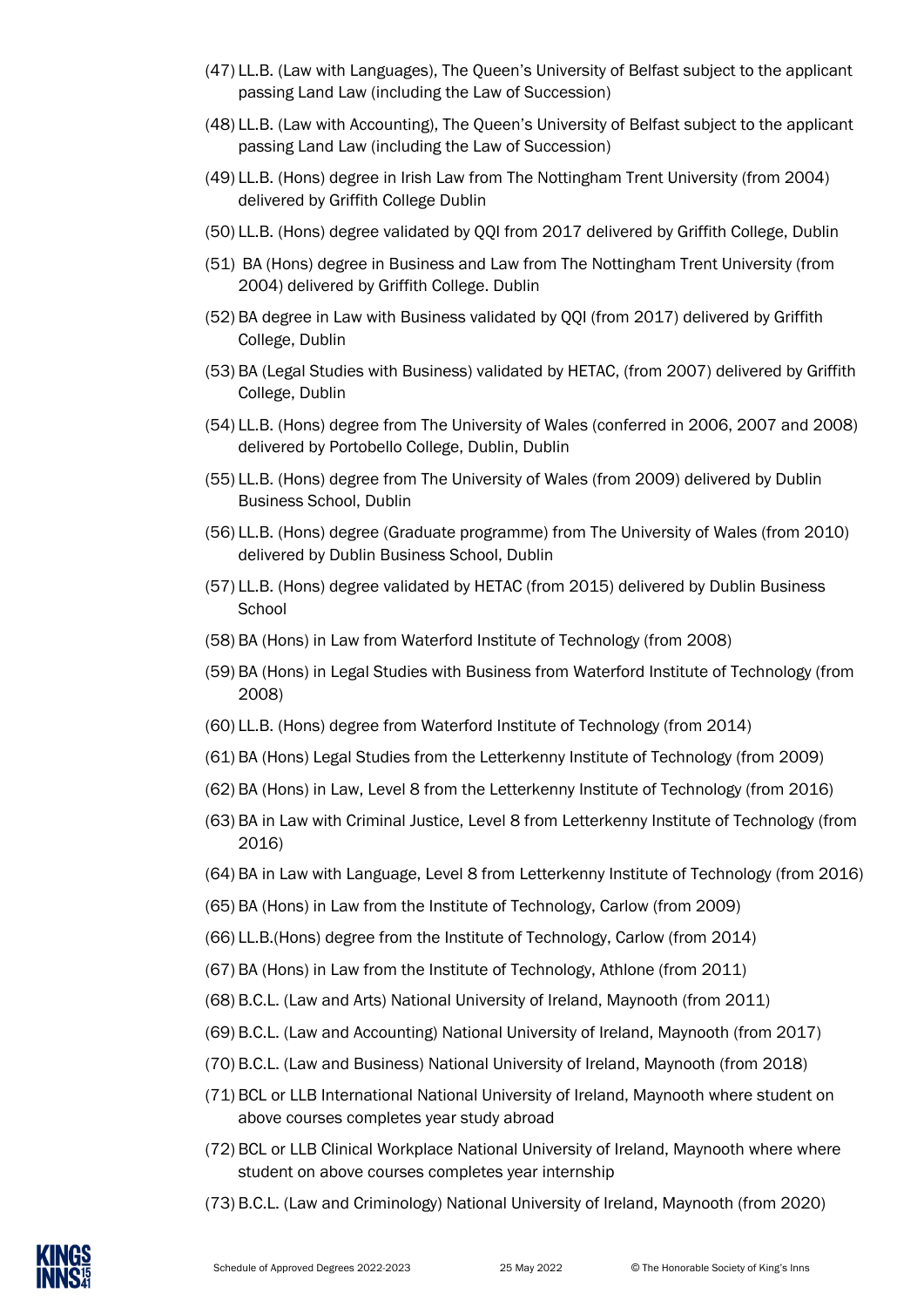(47) LL.B. (Law with Languages), The Queen's University of Belfast subject to the applicant passing Land Law (including the Law of Succession)

(48) LL.B. (Law with Accounting), The Queen's University of Belfast subject to the applicant passing Land Law (including the Law of Succession)

(49) LL.B. (Hons) degree in Irish Law from The Nottingham Trent University (from 2004) delivered by Griffith College Dublin

(50) LL.B. (Hons) degree validated by QQI from 2017 delivered by Griffith College, Dublin

(51) BA (Hons) degree in Business and Law from The Nottingham Trent University (from 2004) delivered by Griffith College. Dublin

(52) BA degree in Law with Business validated by QQI (from 2017) delivered by Griffith College, Dublin

(53) BA (Legal Studies with Business) validated by HETAC, (from 2007) delivered by Griffith College, Dublin

(54) LL.B. (Hons) degree from The University of Wales (conferred in 2006, 2007 and 2008) delivered by Portobello College, Dublin, Dublin

(55) LL.B. (Hons) degree from The University of Wales (from 2009) delivered by Dublin Business School, Dublin

(56) LL.B. (Hons) degree (Graduate programme) from The University of Wales (from 2010) delivered by Dublin Business School, Dublin

(57) LL.B. (Hons) degree validated by HETAC (from 2015) delivered by Dublin Business School

(58) BA (Hons) in Law from Waterford Institute of Technology (from 2008)

(59) BA (Hons) in Legal Studies with Business from Waterford Institute of Technology (from 2008)

(60) LL.B. (Hons) degree from Waterford Institute of Technology (from 2014)

(61) BA (Hons) Legal Studies from the Letterkenny Institute of Technology (from 2009)

(62) BA (Hons) in Law, Level 8 from the Letterkenny Institute of Technology (from 2016)

(63) BA in Law with Criminal Justice, Level 8 from Letterkenny Institute of Technology (from 2016)

(64) BA in Law with Language, Level 8 from Letterkenny Institute of Technology (from 2016)

(65) BA (Hons) in Law from the Institute of Technology, Carlow (from 2009)

(66) LL.B.(Hons) degree from the Institute of Technology, Carlow (from 2014)

(67) BA (Hons) in Law from the Institute of Technology, Athlone (from 2011)

(68) B.C.L. (Law and Arts) National University of Ireland, Maynooth (from 2011)

(69) B.C.L. (Law and Accounting) National University of Ireland, Maynooth (from 2017)

(70) B.C.L. (Law and Business) National University of Ireland, Maynooth (from 2018)

(71) BCL or LLB International National University of Ireland, Maynooth where student on above courses completes year study abroad

(72) BCL or LLB Clinical Workplace National University of Ireland, Maynooth where where student on above courses completes year internship

(73) B.C.L. (Law and Criminology) National University of Ireland, Maynooth (from 2020)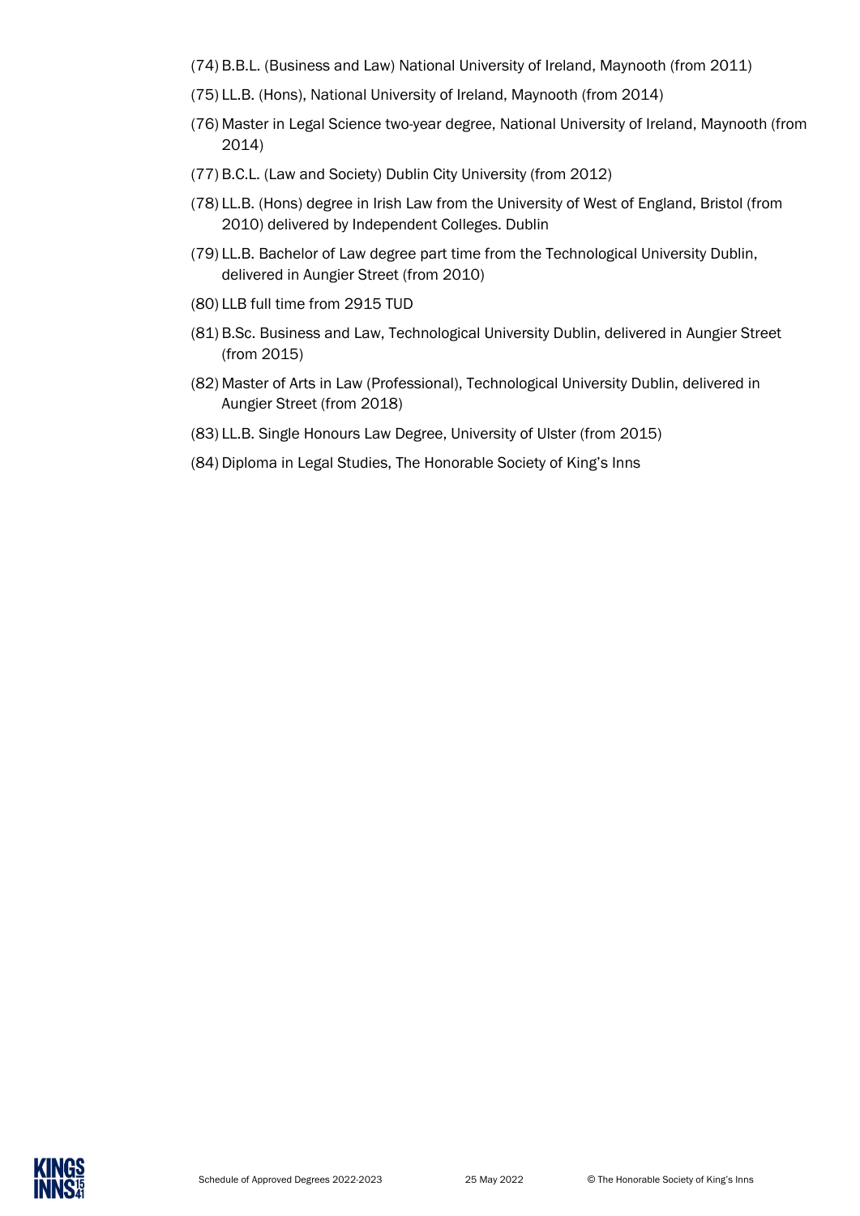(74) B.B.L. (Business and Law) National University of Ireland, Maynooth (from 2011)

(75) LL.B. (Hons), National University of Ireland, Maynooth (from 2014)

(76) Master in Legal Science two-year degree, National University of Ireland, Maynooth (from 2014)

(77) B.C.L. (Law and Society) Dublin City University (from 2012)

(78) LL.B. (Hons) degree in Irish Law from the University of West of England, Bristol (from 2010) delivered by Independent Colleges. Dublin

(79) LL.B. Bachelor of Law degree part time from the Technological University Dublin, delivered in Aungier Street (from 2010)

(80) LLB full time from 2915 TUD

(81) B.Sc. Business and Law, Technological University Dublin, delivered in Aungier Street (from 2015)

(82) Master of Arts in Law (Professional), Technological University Dublin, delivered in Aungier Street (from 2018)

(83) LL.B. Single Honours Law Degree, University of Ulster (from 2015)

(84) Diploma in Legal Studies, The Honorable Society of King's Inns